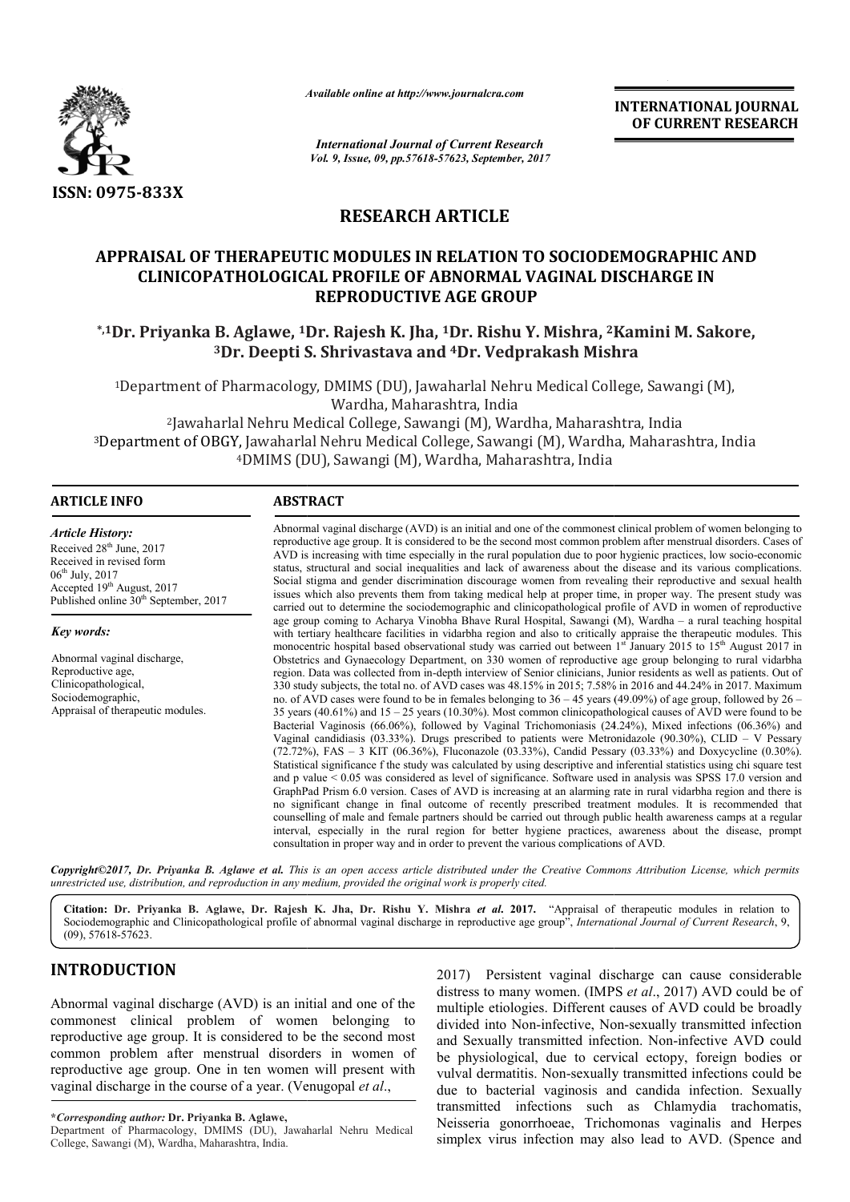ISSN: 0975-833X

*Available online at http://www.journalcra.com*

*International Journal of Current Research*
*Vol. 9, Issue, 09, pp.57618-57623, September, 2017*

**INTERNATIONAL JOURNAL OF CURRENT RESEARCH**

# RESEARCH ARTICLE

# APPRAISAL OF THERAPEUTIC MODULES IN RELATION TO SOCIODEMOGRAPHIC AND CLINICOPATHOLOGICAL PROFILE OF ABNORMAL VAGINAL DISCHARGE IN REPRODUCTIVE AGE GROUP

**[*,1]Dr. Priyanka B. Aglawe, [1]Dr. Rajesh K. Jha, [1]Dr. Rishu Y. Mishra, [2]Kamini M. Sakore, [3]Dr. Deepti S. Shrivastava and [4]Dr. Vedprakash Mishra**

[1]Department of Pharmacology, DMIMS (DU), Jawaharlal Nehru Medical College, Sawangi (M), Wardha, Maharashtra, India
[2]Jawaharlal Nehru Medical College, Sawangi (M), Wardha, Maharashtra, India
[3]Department of OBGY, Jawaharlal Nehru Medical College, Sawangi (M), Wardha, Maharashtra, India
[4]DMIMS (DU), Sawangi (M), Wardha, Maharashtra, India

## ARTICLE INFO

*Article History:*
Received 28th June, 2017
Received in revised form
06th July, 2017
Accepted 19th August, 2017
Published online 30th September, 2017

*Key words:*
Abnormal vaginal discharge,
Reproductive age,
Clinicopathological,
Sociodemographic,
Appraisal of therapeutic modules.

## ABSTRACT

Abnormal vaginal discharge (AVD) is an initial and one of the commonest clinical problem of women belonging to reproductive age group. It is considered to be the second most common problem after menstrual disorders. Cases of AVD is increasing with time especially in the rural population due to poor hygienic practices, low socio-economic status, structural and social inequalities and lack of awareness about the disease and its various complications. Social stigma and gender discrimination discourage women from revealing their reproductive and sexual health issues which also prevents them from taking medical help at proper time, in proper way. The present study was carried out to determine the sociodemographic and clinicopathological profile of AVD in women of reproductive age group coming to Acharya Vinobha Bhave Rural Hospital, Sawangi (M), Wardha – a rural teaching hospital with tertiary healthcare facilities in vidarbha region and also to critically appraise the therapeutic modules. This monocentric hospital based observational study was carried out between 1st January 2015 to 15th August 2017 in Obstetrics and Gynaecology Department, on 330 women of reproductive age group belonging to rural vidarbha region. Data was collected from in-depth interview of Senior clinicians, Junior residents as well as patients. Out of 330 study subjects, the total no. of AVD cases was 48.15% in 2015; 7.58% in 2016 and 44.24% in 2017. Maximum no. of AVD cases were found to be in females belonging to 36 – 45 years (49.09%) of age group, followed by 26 – 35 years (40.61%) and 15 – 25 years (10.30%). Most common clinicopathological causes of AVD were found to be Bacterial Vaginosis (66.06%), followed by Vaginal Trichomoniasis (24.24%), Mixed infections (06.36%) and Vaginal candidiasis (03.33%). Drugs prescribed to patients were Metronidazole (90.30%), CLID – V Pessary (72.72%), FAS – 3 KIT (06.36%), Fluconazole (03.33%), Candid Pessary (03.33%) and Doxycycline (0.30%). Statistical significance f the study was calculated by using descriptive and inferential statistics using chi square test and p value < 0.05 was considered as level of significance. Software used in analysis was SPSS 17.0 version and GraphPad Prism 6.0 version. Cases of AVD is increasing at an alarming rate in rural vidarbha region and there is no significant change in final outcome of recently prescribed treatment modules. It is recommended that counselling of male and female partners should be carried out through public health awareness camps at a regular interval, especially in the rural region for better hygiene practices, awareness about the disease, prompt consultation in proper way and in order to prevent the various complications of AVD.

***Copyright©2017, Dr. Priyanka B. Aglawe et al.** This is an open access article distributed under the Creative Commons Attribution License, which permits unrestricted use, distribution, and reproduction in any medium, provided the original work is properly cited.*

**Citation: Dr. Priyanka B. Aglawe, Dr. Rajesh K. Jha, Dr. Rishu Y. Mishra *et al.* 2017.** "Appraisal of therapeutic modules in relation to Sociodemographic and Clinicopathological profile of abnormal vaginal discharge in reproductive age group", *International Journal of Current Research*, 9, (09), 57618-57623.

## INTRODUCTION

Abnormal vaginal discharge (AVD) is an initial and one of the commonest clinical problem of women belonging to reproductive age group. It is considered to be the second most common problem after menstrual disorders in women of reproductive age group. One in ten women will present with vaginal discharge in the course of a year. (Venugopal *et al*., 2017) Persistent vaginal discharge can cause considerable distress to many women. (IMPS *et al*., 2017) AVD could be of multiple etiologies. Different causes of AVD could be broadly divided into Non-infective, Non-sexually transmitted infection and Sexually transmitted infection. Non-infective AVD could be physiological, due to cervical ectopy, foreign bodies or vulval dermatitis. Non-sexually transmitted infections could be due to bacterial vaginosis and candida infection. Sexually transmitted infections such as Chlamydia trachomatis, Neisseria gonorrhoeae, Trichomonas vaginalis and Herpes simplex virus infection may also lead to AVD. (Spence and

**\*Corresponding author: Dr. Priyanka B. Aglawe,**
Department of Pharmacology, DMIMS (DU), Jawaharlal Nehru Medical College, Sawangi (M), Wardha, Maharashtra, India.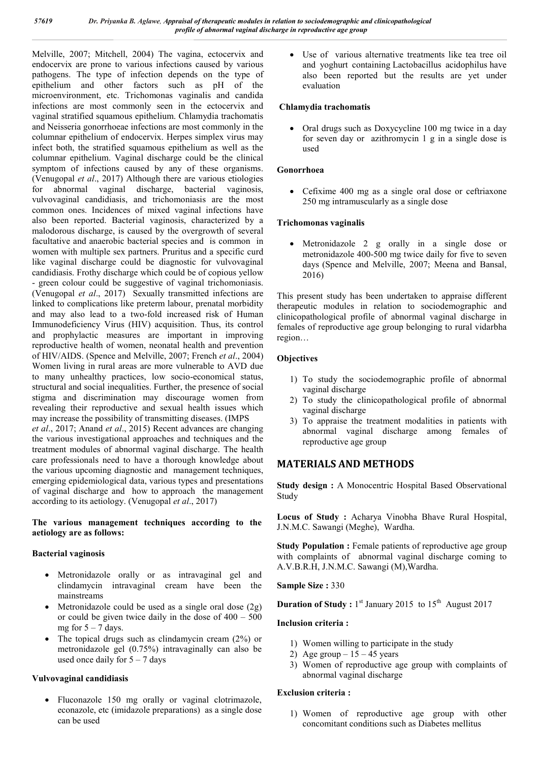Melville, 2007; Mitchell, 2004) The vagina, ectocervix and endocervix are prone to various infections caused by various pathogens. The type of infection depends on the type of epithelium and other factors such as pH of the microenvironment, etc. Trichomonas vaginalis and candida infections are most commonly seen in the ectocervix and vaginal stratified squamous epithelium. Chlamydia trachomatis and Neisseria gonorrhoeae infections are most commonly in the columnar epithelium of endocervix. Herpes simplex virus may infect both, the stratified squamous epithelium as well as the columnar epithelium. Vaginal discharge could be the clinical symptom of infections caused by any of these organisms. (Venugopal *et al*., 2017) Although there are various etiologies for abnormal vaginal discharge, bacterial vaginosis, vulvovaginal candidiasis, and trichomoniasis are the most common ones. Incidences of mixed vaginal infections have also been reported. Bacterial vaginosis, characterized by a malodorous discharge, is caused by the overgrowth of several facultative and anaerobic bacterial species and is common in women with multiple sex partners. Pruritus and a specific curd like vaginal discharge could be diagnostic for vulvovaginal candidiasis. Frothy discharge which could be of copious yellow - green colour could be suggestive of vaginal trichomoniasis. (Venugopal *et al*., 2017) Sexually transmitted infections are linked to complications like preterm labour, prenatal morbidity and may also lead to a two-fold increased risk of Human Immunodeficiency Virus (HIV) acquisition. Thus, its control and prophylactic measures are important in improving reproductive health of women, neonatal health and prevention of HIV/AIDS. (Spence and Melville, 2007; French *et al*., 2004) Women living in rural areas are more vulnerable to AVD due to many unhealthy practices, low socio-economical status, structural and social inequalities. Further, the presence of social stigma and discrimination may discourage women from revealing their reproductive and sexual health issues which may increase the possibility of transmitting diseases. (IMPS *et al*., 2017; Anand *et al*., 2015) Recent advances are changing the various investigational approaches and techniques and the treatment modules of abnormal vaginal discharge. The health care professionals need to have a thorough knowledge about the various upcoming diagnostic and management techniques, emerging epidemiological data, various types and presentations of vaginal discharge and how to approach the management according to its aetiology. (Venugopal *et al*., 2017)

**The various management techniques according to the aetiology are as follows:**

**Bacterial vaginosis**

- Metronidazole orally or as intravaginal gel and clindamycin intravaginal cream have been the mainstreams
- Metronidazole could be used as a single oral dose (2g) or could be given twice daily in the dose of 400 – 500 mg for 5 – 7 days.
- The topical drugs such as clindamycin cream (2%) or metronidazole gel (0.75%) intravaginally can also be used once daily for 5 – 7 days

**Vulvovaginal candidiasis**

- Fluconazole 150 mg orally or vaginal clotrimazole, econazole, etc (imidazole preparations) as a single dose can be used
- Use of various alternative treatments like tea tree oil and yoghurt containing Lactobacillus acidophilus have also been reported but the results are yet under evaluation

**Chlamydia trachomatis**

- Oral drugs such as Doxycycline 100 mg twice in a day for seven day or azithromycin 1 g in a single dose is used

**Gonorrhoea**

- Cefixime 400 mg as a single oral dose or ceftriaxone 250 mg intramuscularly as a single dose

**Trichomonas vaginalis**

- Metronidazole 2 g orally in a single dose or metronidazole 400-500 mg twice daily for five to seven days (Spence and Melville, 2007; Meena and Bansal, 2016)

This present study has been undertaken to appraise different therapeutic modules in relation to sociodemographic and clinicopathological profile of abnormal vaginal discharge in females of reproductive age group belonging to rural vidarbha region…

**Objectives**

1) To study the sociodemographic profile of abnormal vaginal discharge
2) To study the clinicopathological profile of abnormal vaginal discharge
3) To appraise the treatment modalities in patients with abnormal vaginal discharge among females of reproductive age group

## MATERIALS AND METHODS

**Study design :** A Monocentric Hospital Based Observational Study

**Locus of Study :** Acharya Vinobha Bhave Rural Hospital, J.N.M.C. Sawangi (Meghe), Wardha.

**Study Population :** Female patients of reproductive age group with complaints of abnormal vaginal discharge coming to A.V.B.R.H, J.N.M.C. Sawangi (M),Wardha.

**Sample Size :** 330

**Duration of Study :** 1st January 2015 to 15th August 2017

**Inclusion criteria :**

1) Women willing to participate in the study
2) Age group – 15 – 45 years
3) Women of reproductive age group with complaints of abnormal vaginal discharge

**Exclusion criteria :**

1) Women of reproductive age group with other concomitant conditions such as Diabetes mellitus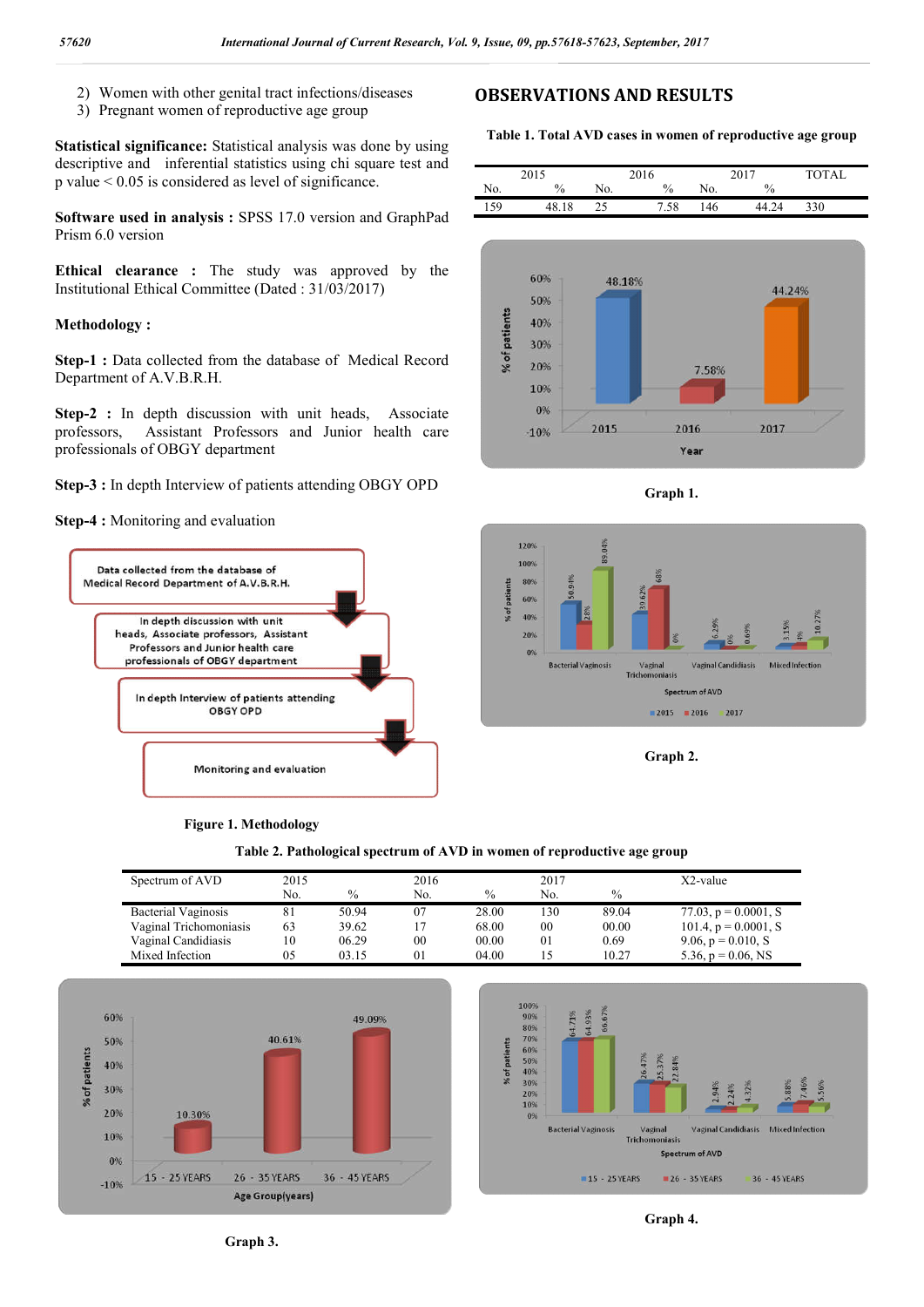2) Women with other genital tract infections/diseases
3) Pregnant women of reproductive age group

**Statistical significance:** Statistical analysis was done by using descriptive and inferential statistics using chi square test and p value < 0.05 is considered as level of significance.

**Software used in analysis :** SPSS 17.0 version and GraphPad Prism 6.0 version

**Ethical clearance :** The study was approved by the Institutional Ethical Committee (Dated : 31/03/2017)

**Methodology :**

**Step-1 :** Data collected from the database of Medical Record Department of A.V.B.R.H.

**Step-2 :** In depth discussion with unit heads, Associate professors, Assistant Professors and Junior health care professionals of OBGY department

**Step-3 :** In depth Interview of patients attending OBGY OPD

**Step-4 :** Monitoring and evaluation

Data collected from the database of Medical Record Department of A.V.B.R.H.

In depth discussion with unit heads, Associate professors, Assistant Professors and Junior health care professionals of OBGY department

In depth Interview of patients attending OBGY OPD

Monitoring and evaluation

**Figure 1. Methodology**

## OBSERVATIONS AND RESULTS

**Table 1. Total AVD cases in women of reproductive age group**

| 2015 | | 2016 | | 2017 | | TOTAL |
|---|---|---|---|---|---|---|
| No. | % | No. | % | No. | % | |
| 159 | 48.18 | 25 | 7.58 | 146 | 44.24 | 330 |

**Graph 1.**

**Graph 2.**

**Table 2. Pathological spectrum of AVD in women of reproductive age group**

| Spectrum of AVD | 2015 | | 2016 | | 2017 | | X2-value |
|---|---|---|---|---|---|---|---|
| | No. | % | No. | % | No. | % | |
| Bacterial Vaginosis | 81 | 50.94 | 07 | 28.00 | 130 | 89.04 | 77.03, p = 0.0001, S |
| Vaginal Trichomoniasis | 63 | 39.62 | 17 | 68.00 | 00 | 00.00 | 101.4, p = 0.0001, S |
| Vaginal Candidiasis | 10 | 06.29 | 00 | 00.00 | 01 | 0.69 | 9.06, p = 0.010, S |
| Mixed Infection | 05 | 03.15 | 01 | 04.00 | 15 | 10.27 | 5.36, p = 0.06, NS |

**Graph 3.**

**Graph 4.**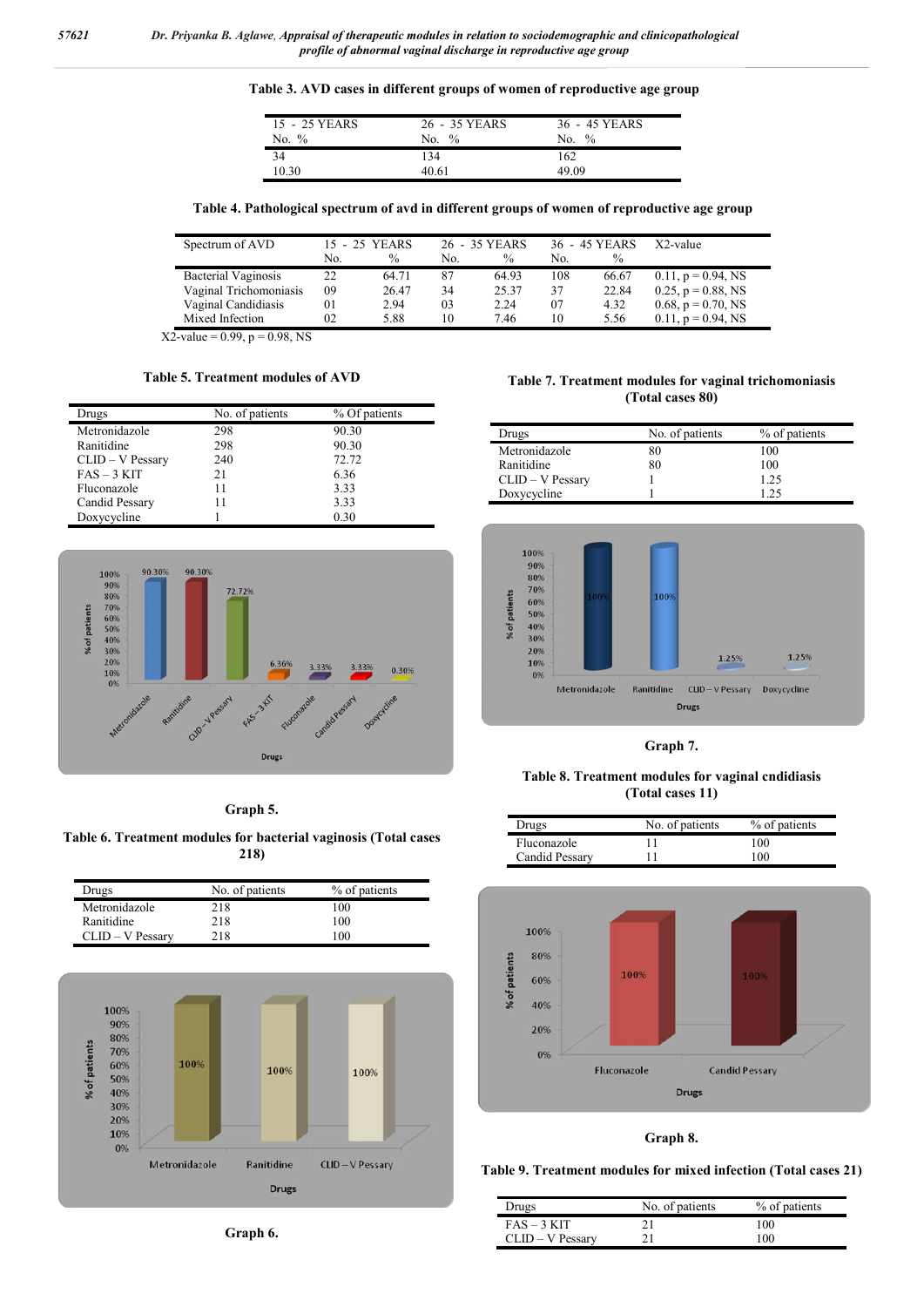**Table 3. AVD cases in different groups of women of reproductive age group**

| 15 - 25 YEARS No. % | 26 - 35 YEARS No. % | 36 - 45 YEARS No. % |
|---|---|---|
| 34 | 134 | 162 |
| 10.30 | 40.61 | 49.09 |

**Table 4. Pathological spectrum of avd in different groups of women of reproductive age group**

| Spectrum of AVD | 15 - 25 YEARS | | 26 - 35 YEARS | | 36 - 45 YEARS | | X2-value |
|---|---|---|---|---|---|---|---|
| | No. | % | No. | % | No. | % | |
| Bacterial Vaginosis | 22 | 64.71 | 87 | 64.93 | 108 | 66.67 | 0.11, p = 0.94, NS |
| Vaginal Trichomoniasis | 09 | 26.47 | 34 | 25.37 | 37 | 22.84 | 0.25, p = 0.88, NS |
| Vaginal Candidiasis | 01 | 2.94 | 03 | 2.24 | 07 | 4.32 | 0.68, p = 0.70, NS |
| Mixed Infection | 02 | 5.88 | 10 | 7.46 | 10 | 5.56 | 0.11, p = 0.94, NS |

X2-value = 0.99, p = 0.98, NS

**Table 5. Treatment modules of AVD**

| Drugs | No. of patients | % Of patients |
|---|---|---|
| Metronidazole | 298 | 90.30 |
| Ranitidine | 298 | 90.30 |
| CLID – V Pessary | 240 | 72.72 |
| FAS – 3 KIT | 21 | 6.36 |
| Fluconazole | 11 | 3.33 |
| Candid Pessary | 11 | 3.33 |
| Doxycycline | 1 | 0.30 |

**Graph 5.**

**Table 6. Treatment modules for bacterial vaginosis (Total cases 218)**

| Drugs | No. of patients | % of patients |
|---|---|---|
| Metronidazole | 218 | 100 |
| Ranitidine | 218 | 100 |
| CLID – V Pessary | 218 | 100 |

**Graph 6.**

**Table 7. Treatment modules for vaginal trichomoniasis (Total cases 80)**

| Drugs | No. of patients | % of patients |
|---|---|---|
| Metronidazole | 80 | 100 |
| Ranitidine | 80 | 100 |
| CLID – V Pessary | 1 | 1.25 |
| Doxycycline | 1 | 1.25 |

**Graph 7.**

**Table 8. Treatment modules for vaginal cndidiasis (Total cases 11)**

| Drugs | No. of patients | % of patients |
|---|---|---|
| Fluconazole | 11 | 100 |
| Candid Pessary | 11 | 100 |

**Graph 8.**

**Table 9. Treatment modules for mixed infection (Total cases 21)**

| Drugs | No. of patients | % of patients |
|---|---|---|
| FAS – 3 KIT | 21 | 100 |
| CLID – V Pessary | 21 | 100 |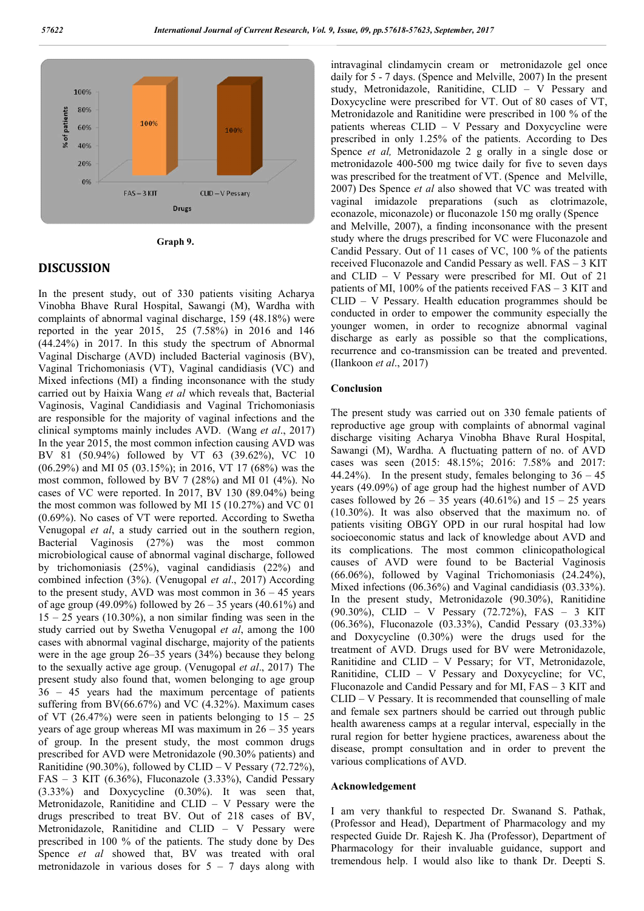Graph 9.

## DISCUSSION

In the present study, out of 330 patients visiting Acharya Vinobha Bhave Rural Hospital, Sawangi (M), Wardha with complaints of abnormal vaginal discharge, 159 (48.18%) were reported in the year 2015, 25 (7.58%) in 2016 and 146 (44.24%) in 2017. In this study the spectrum of Abnormal Vaginal Discharge (AVD) included Bacterial vaginosis (BV), Vaginal Trichomoniasis (VT), Vaginal candidiasis (VC) and Mixed infections (MI) a finding inconsonance with the study carried out by Haixia Wang *et al* which reveals that, Bacterial Vaginosis, Vaginal Candidiasis and Vaginal Trichomoniasis are responsible for the majority of vaginal infections and the clinical symptoms mainly includes AVD. (Wang *et al*., 2017) In the year 2015, the most common infection causing AVD was BV 81 (50.94%) followed by VT 63 (39.62%), VC 10 (06.29%) and MI 05 (03.15%); in 2016, VT 17 (68%) was the most common, followed by BV 7 (28%) and MI 01 (4%). No cases of VC were reported. In 2017, BV 130 (89.04%) being the most common was followed by MI 15 (10.27%) and VC 01 (0.69%). No cases of VT were reported. According to Swetha Venugopal *et al*, a study carried out in the southern region, Bacterial Vaginosis (27%) was the most common microbiological cause of abnormal vaginal discharge, followed by trichomoniasis (25%), vaginal candidiasis (22%) and combined infection (3%). (Venugopal *et al*., 2017) According to the present study, AVD was most common in 36 – 45 years of age group (49.09%) followed by 26 – 35 years (40.61%) and 15 – 25 years (10.30%), a non similar finding was seen in the study carried out by Swetha Venugopal *et al*, among the 100 cases with abnormal vaginal discharge, majority of the patients were in the age group 26–35 years (34%) because they belong to the sexually active age group. (Venugopal *et al*., 2017) The present study also found that, women belonging to age group 36 – 45 years had the maximum percentage of patients suffering from BV(66.67%) and VC (4.32%). Maximum cases of VT (26.47%) were seen in patients belonging to 15 – 25 years of age group whereas MI was maximum in 26 – 35 years of group. In the present study, the most common drugs prescribed for AVD were Metronidazole (90.30% patients) and Ranitidine (90.30%), followed by CLID – V Pessary (72.72%), FAS – 3 KIT (6.36%), Fluconazole (3.33%), Candid Pessary (3.33%) and Doxycycline (0.30%). It was seen that, Metronidazole, Ranitidine and CLID – V Pessary were the drugs prescribed to treat BV. Out of 218 cases of BV, Metronidazole, Ranitidine and CLID – V Pessary were prescribed in 100 % of the patients. The study done by Des Spence *et al* showed that, BV was treated with oral metronidazole in various doses for 5 – 7 days along with intravaginal clindamycin cream or metronidazole gel once daily for 5 - 7 days. (Spence and Melville, 2007) In the present study, Metronidazole, Ranitidine, CLID – V Pessary and Doxycycline were prescribed for VT. Out of 80 cases of VT, Metronidazole and Ranitidine were prescribed in 100 % of the patients whereas CLID – V Pessary and Doxycycline were prescribed in only 1.25% of the patients. According to Des Spence *et al,* Metronidazole 2 g orally in a single dose or metronidazole 400-500 mg twice daily for five to seven days was prescribed for the treatment of VT. (Spence and Melville, 2007) Des Spence *et al* also showed that VC was treated with vaginal imidazole preparations (such as clotrimazole, econazole, miconazole) or fluconazole 150 mg orally (Spence and Melville, 2007), a finding inconsonance with the present study where the drugs prescribed for VC were Fluconazole and Candid Pessary. Out of 11 cases of VC, 100 % of the patients received Fluconazole and Candid Pessary as well. FAS – 3 KIT and CLID – V Pessary were prescribed for MI. Out of 21 patients of MI, 100% of the patients received FAS – 3 KIT and CLID – V Pessary. Health education programmes should be conducted in order to empower the community especially the younger women, in order to recognize abnormal vaginal discharge as early as possible so that the complications, recurrence and co-transmission can be treated and prevented. (Ilankoon *et al*., 2017)

### Conclusion

The present study was carried out on 330 female patients of reproductive age group with complaints of abnormal vaginal discharge visiting Acharya Vinobha Bhave Rural Hospital, Sawangi (M), Wardha. A fluctuating pattern of no. of AVD cases was seen (2015: 48.15%; 2016: 7.58% and 2017: 44.24%). In the present study, females belonging to 36 – 45 years (49.09%) of age group had the highest number of AVD cases followed by 26 – 35 years (40.61%) and 15 – 25 years (10.30%). It was also observed that the maximum no. of patients visiting OBGY OPD in our rural hospital had low socioeconomic status and lack of knowledge about AVD and its complications. The most common clinicopathological causes of AVD were found to be Bacterial Vaginosis (66.06%), followed by Vaginal Trichomoniasis (24.24%), Mixed infections (06.36%) and Vaginal candidiasis (03.33%). In the present study, Metronidazole (90.30%), Ranitidine (90.30%), CLID – V Pessary (72.72%), FAS – 3 KIT (06.36%), Fluconazole (03.33%), Candid Pessary (03.33%) and Doxycycline (0.30%) were the drugs used for the treatment of AVD. Drugs used for BV were Metronidazole, Ranitidine and CLID – V Pessary; for VT, Metronidazole, Ranitidine, CLID – V Pessary and Doxycycline; for VC, Fluconazole and Candid Pessary and for MI, FAS – 3 KIT and CLID – V Pessary. It is recommended that counselling of male and female sex partners should be carried out through public health awareness camps at a regular interval, especially in the rural region for better hygiene practices, awareness about the disease, prompt consultation and in order to prevent the various complications of AVD.

### Acknowledgement

I am very thankful to respected Dr. Swanand S. Pathak, (Professor and Head), Department of Pharmacology and my respected Guide Dr. Rajesh K. Jha (Professor), Department of Pharmacology for their invaluable guidance, support and tremendous help. I would also like to thank Dr. Deepti S.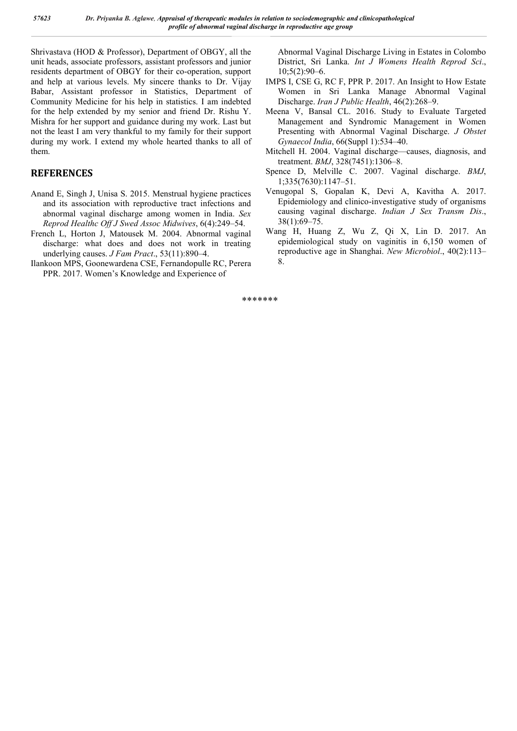Shrivastava (HOD & Professor), Department of OBGY, all the unit heads, associate professors, assistant professors and junior residents department of OBGY for their co-operation, support and help at various levels. My sincere thanks to Dr. Vijay Babar, Assistant professor in Statistics, Department of Community Medicine for his help in statistics. I am indebted for the help extended by my senior and friend Dr. Rishu Y. Mishra for her support and guidance during my work. Last but not the least I am very thankful to my family for their support during my work. I extend my whole hearted thanks to all of them.

## REFERENCES

Anand E, Singh J, Unisa S. 2015. Menstrual hygiene practices and its association with reproductive tract infections and abnormal vaginal discharge among women in India. *Sex Reprod Healthc Off J Swed Assoc Midwives*, 6(4):249–54.

French L, Horton J, Matousek M. 2004. Abnormal vaginal discharge: what does and does not work in treating underlying causes. *J Fam Pract*., 53(11):890–4.

Ilankoon MPS, Goonewardena CSE, Fernandopulle RC, Perera PPR. 2017. Women's Knowledge and Experience of Abnormal Vaginal Discharge Living in Estates in Colombo District, Sri Lanka. *Int J Womens Health Reprod Sci*., 10;5(2):90–6.

IMPS I, CSE G, RC F, PPR P. 2017. An Insight to How Estate Women in Sri Lanka Manage Abnormal Vaginal Discharge. *Iran J Public Health*, 46(2):268–9.

Meena V, Bansal CL. 2016. Study to Evaluate Targeted Management and Syndromic Management in Women Presenting with Abnormal Vaginal Discharge. *J Obstet Gynaecol India*, 66(Suppl 1):534–40.

Mitchell H. 2004. Vaginal discharge—causes, diagnosis, and treatment. *BMJ*, 328(7451):1306–8.

Spence D, Melville C. 2007. Vaginal discharge. *BMJ*, 1;335(7630):1147–51.

Venugopal S, Gopalan K, Devi A, Kavitha A. 2017. Epidemiology and clinico-investigative study of organisms causing vaginal discharge. *Indian J Sex Transm Dis*., 38(1):69–75.

Wang H, Huang Z, Wu Z, Qi X, Lin D. 2017. An epidemiological study on vaginitis in 6,150 women of reproductive age in Shanghai. *New Microbiol*., 40(2):113–8.

*******